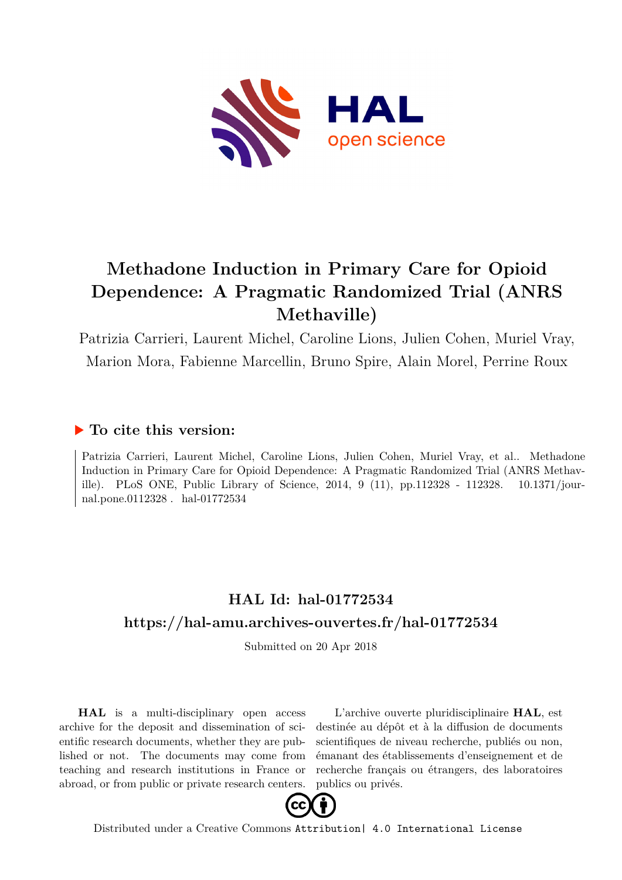# Methadone Induction in Primary Care for Opioid Dependence: A Pragmatic Randomized Trial (ANRS Methaville)

Patrizia Carrieri, Laurent Michel, Caroline Lions, Julien Cohen, Muriel Vray, Marion Mora, Fabienne Marcellin, Bruno Spire, Alain Morel, Perrine Roux

## ▶ To cite this version:

Patrizia Carrieri, Laurent Michel, Caroline Lions, Julien Cohen, Muriel Vray, et al.. Methadone Induction in Primary Care for Opioid Dependence: A Pragmatic Randomized Trial (ANRS Methaville). PLoS ONE, Public Library of Science, 2014, 9 (11), pp.112328 - 112328. 10.1371/journal.pone.0112328 . hal-01772534

## HAL Id: hal-01772534

## https://hal-amu.archives-ouvertes.fr/hal-01772534

Submitted on 20 Apr 2018

**HAL** is a multi-disciplinary open access archive for the deposit and dissemination of scientific research documents, whether they are published or not. The documents may come from teaching and research institutions in France or abroad, or from public or private research centers.

L'archive ouverte pluridisciplinaire **HAL**, est destinée au dépôt et à la diffusion de documents scientifiques de niveau recherche, publiés ou non, émanant des établissements d'enseignement et de recherche français ou étrangers, des laboratoires publics ou privés.

Distributed under a Creative Commons Attribution| 4.0 International License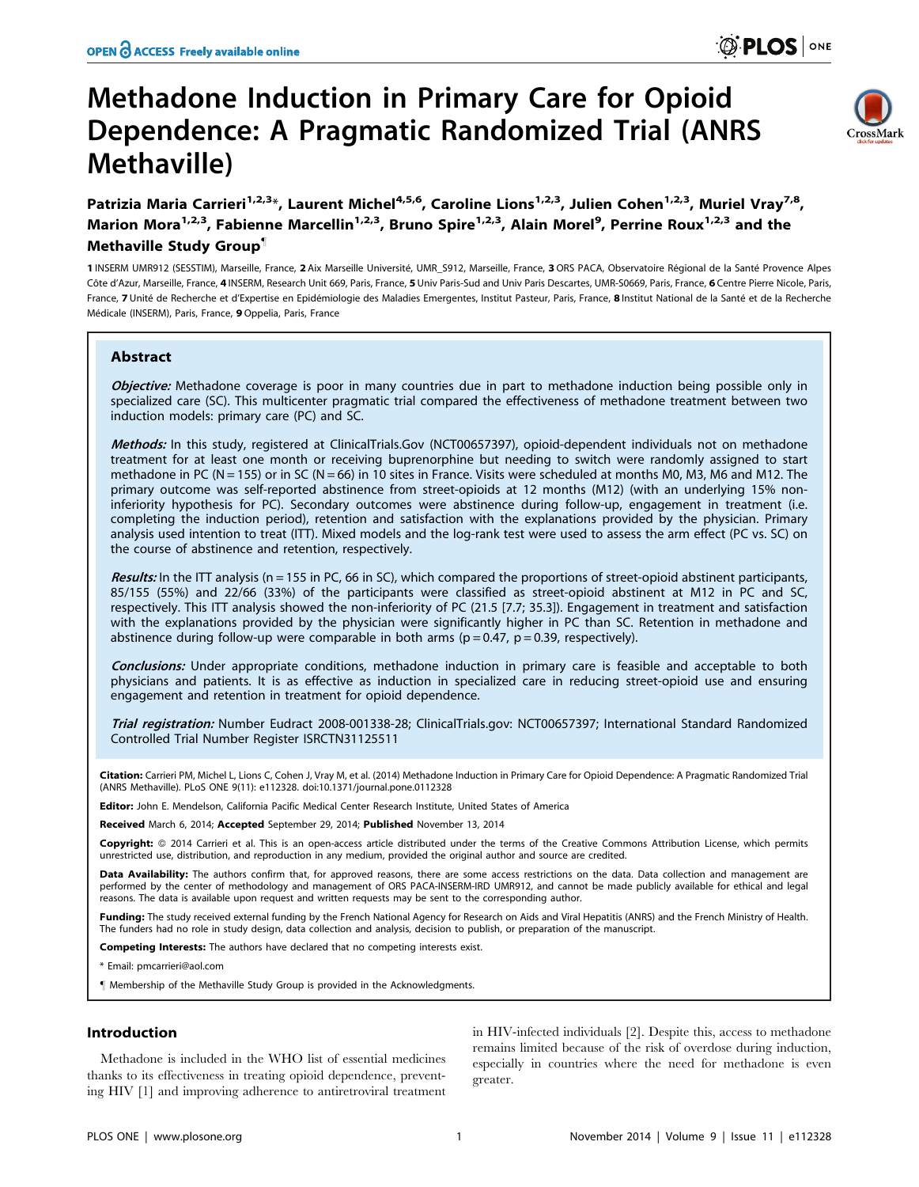# Methadone Induction in Primary Care for Opioid Dependence: A Pragmatic Randomized Trial (ANRS Methaville)

**Patrizia Maria Carrieri[1,2,3]*, Laurent Michel[4,5,6], Caroline Lions[1,2,3], Julien Cohen[1,2,3], Muriel Vray[7,8], Marion Mora[1,2,3], Fabienne Marcellin[1,2,3], Bruno Spire[1,2,3], Alain Morel[9], Perrine Roux[1,2,3] and the Methaville Study Group¶**

1 INSERM UMR912 (SESSTIM), Marseille, France, 2 Aix Marseille Université, UMR_S912, Marseille, France, 3 ORS PACA, Observatoire Régional de la Santé Provence Alpes Côte d'Azur, Marseille, France, 4 INSERM, Research Unit 669, Paris, France, 5 Univ Paris-Sud and Univ Paris Descartes, UMR-S0669, Paris, France, 6 Centre Pierre Nicole, Paris, France, 7 Unité de Recherche et d'Expertise en Epidémiologie des Maladies Emergentes, Institut Pasteur, Paris, France, 8 Institut National de la Santé et de la Recherche Médicale (INSERM), Paris, France, 9 Oppelia, Paris, France

## Abstract

***Objective:*** Methadone coverage is poor in many countries due in part to methadone induction being possible only in specialized care (SC). This multicenter pragmatic trial compared the effectiveness of methadone treatment between two induction models: primary care (PC) and SC.

***Methods:*** In this study, registered at ClinicalTrials.Gov (NCT00657397), opioid-dependent individuals not on methadone treatment for at least one month or receiving buprenorphine but needing to switch were randomly assigned to start methadone in PC (N = 155) or in SC (N = 66) in 10 sites in France. Visits were scheduled at months M0, M3, M6 and M12. The primary outcome was self-reported abstinence from street-opioids at 12 months (M12) (with an underlying 15% non-inferiority hypothesis for PC). Secondary outcomes were abstinence during follow-up, engagement in treatment (i.e. completing the induction period), retention and satisfaction with the explanations provided by the physician. Primary analysis used intention to treat (ITT). Mixed models and the log-rank test were used to assess the arm effect (PC vs. SC) on the course of abstinence and retention, respectively.

***Results:*** In the ITT analysis (n = 155 in PC, 66 in SC), which compared the proportions of street-opioid abstinent participants, 85/155 (55%) and 22/66 (33%) of the participants were classified as street-opioid abstinent at M12 in PC and SC, respectively. This ITT analysis showed the non-inferiority of PC (21.5 [7.7; 35.3]). Engagement in treatment and satisfaction with the explanations provided by the physician were significantly higher in PC than SC. Retention in methadone and abstinence during follow-up were comparable in both arms ($p = 0.47$, $p = 0.39$, respectively).

***Conclusions:*** Under appropriate conditions, methadone induction in primary care is feasible and acceptable to both physicians and patients. It is as effective as induction in specialized care in reducing street-opioid use and ensuring engagement and retention in treatment for opioid dependence.

***Trial registration:*** Number Eudract 2008-001338-28; ClinicalTrials.gov: NCT00657397; International Standard Randomized Controlled Trial Number Register ISRCTN31125511

**Citation:** Carrieri PM, Michel L, Lions C, Cohen J, Vray M, et al. (2014) Methadone Induction in Primary Care for Opioid Dependence: A Pragmatic Randomized Trial (ANRS Methaville). PLoS ONE 9(11): e112328. doi:10.1371/journal.pone.0112328

**Editor:** John E. Mendelson, California Pacific Medical Center Research Institute, United States of America

**Received** March 6, 2014; **Accepted** September 29, 2014; **Published** November 13, 2014

**Copyright:** © 2014 Carrieri et al. This is an open-access article distributed under the terms of the Creative Commons Attribution License, which permits unrestricted use, distribution, and reproduction in any medium, provided the original author and source are credited.

**Data Availability:** The authors confirm that, for approved reasons, there are some access restrictions on the data. Data collection and management are performed by the center of methodology and management of ORS PACA-INSERM-IRD UMR912, and cannot be made publicly available for ethical and legal reasons. The data is available upon request and written requests may be sent to the corresponding author.

**Funding:** The study received external funding by the French National Agency for Research on Aids and Viral Hepatitis (ANRS) and the French Ministry of Health. The funders had no role in study design, data collection and analysis, decision to publish, or preparation of the manuscript.

**Competing Interests:** The authors have declared that no competing interests exist.

\* Email: pmcarrieri@aol.com

¶ Membership of the Methaville Study Group is provided in the Acknowledgments.

## Introduction

Methadone is included in the WHO list of essential medicines thanks to its effectiveness in treating opioid dependence, preventing HIV [1] and improving adherence to antiretroviral treatment in HIV-infected individuals [2]. Despite this, access to methadone remains limited because of the risk of overdose during induction, especially in countries where the need for methadone is even greater.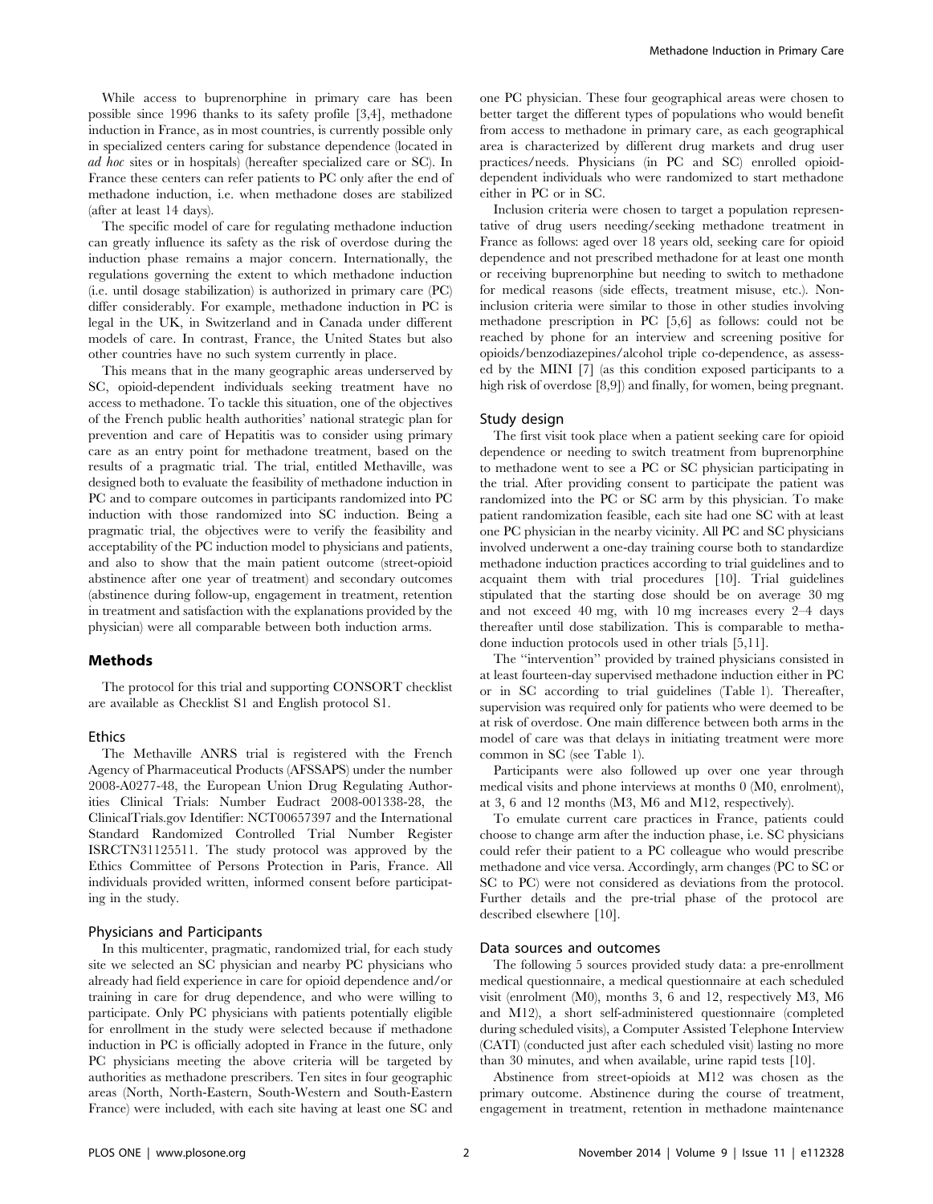While access to buprenorphine in primary care has been possible since 1996 thanks to its safety profile [3,4], methadone induction in France, as in most countries, is currently possible only in specialized centers caring for substance dependence (located in *ad hoc* sites or in hospitals) (hereafter specialized care or SC). In France these centers can refer patients to PC only after the end of methadone induction, i.e. when methadone doses are stabilized (after at least 14 days).

The specific model of care for regulating methadone induction can greatly influence its safety as the risk of overdose during the induction phase remains a major concern. Internationally, the regulations governing the extent to which methadone induction (i.e. until dosage stabilization) is authorized in primary care (PC) differ considerably. For example, methadone induction in PC is legal in the UK, in Switzerland and in Canada under different models of care. In contrast, France, the United States but also other countries have no such system currently in place.

This means that in the many geographic areas underserved by SC, opioid-dependent individuals seeking treatment have no access to methadone. To tackle this situation, one of the objectives of the French public health authorities' national strategic plan for prevention and care of Hepatitis was to consider using primary care as an entry point for methadone treatment, based on the results of a pragmatic trial. The trial, entitled Methaville, was designed both to evaluate the feasibility of methadone induction in PC and to compare outcomes in participants randomized into PC induction with those randomized into SC induction. Being a pragmatic trial, the objectives were to verify the feasibility and acceptability of the PC induction model to physicians and patients, and also to show that the main patient outcome (street-opioid abstinence after one year of treatment) and secondary outcomes (abstinence during follow-up, engagement in treatment, retention in treatment and satisfaction with the explanations provided by the physician) were all comparable between both induction arms.

## Methods

The protocol for this trial and supporting CONSORT checklist are available as Checklist S1 and English protocol S1.

### Ethics

The Methaville ANRS trial is registered with the French Agency of Pharmaceutical Products (AFSSAPS) under the number 2008-A0277-48, the European Union Drug Regulating Authorities Clinical Trials: Number Eudract 2008-001338-28, the ClinicalTrials.gov Identifier: NCT00657397 and the International Standard Randomized Controlled Trial Number Register ISRCTN31125511. The study protocol was approved by the Ethics Committee of Persons Protection in Paris, France. All individuals provided written, informed consent before participating in the study.

### Physicians and Participants

In this multicenter, pragmatic, randomized trial, for each study site we selected an SC physician and nearby PC physicians who already had field experience in care for opioid dependence and/or training in care for drug dependence, and who were willing to participate. Only PC physicians with patients potentially eligible for enrollment in the study were selected because if methadone induction in PC is officially adopted in France in the future, only PC physicians meeting the above criteria will be targeted by authorities as methadone prescribers. Ten sites in four geographic areas (North, North-Eastern, South-Western and South-Eastern France) were included, with each site having at least one SC and one PC physician. These four geographical areas were chosen to better target the different types of populations who would benefit from access to methadone in primary care, as each geographical area is characterized by different drug markets and drug user practices/needs. Physicians (in PC and SC) enrolled opioid-dependent individuals who were randomized to start methadone either in PC or in SC.

Inclusion criteria were chosen to target a population representative of drug users needing/seeking methadone treatment in France as follows: aged over 18 years old, seeking care for opioid dependence and not prescribed methadone for at least one month or receiving buprenorphine but needing to switch to methadone for medical reasons (side effects, treatment misuse, etc.). Non-inclusion criteria were similar to those in other studies involving methadone prescription in PC [5,6] as follows: could not be reached by phone for an interview and screening positive for opioids/benzodiazepines/alcohol triple co-dependence, as assessed by the MINI [7] (as this condition exposed participants to a high risk of overdose [8,9]) and finally, for women, being pregnant.

### Study design

The first visit took place when a patient seeking care for opioid dependence or needing to switch treatment from buprenorphine to methadone went to see a PC or SC physician participating in the trial. After providing consent to participate the patient was randomized into the PC or SC arm by this physician. To make patient randomization feasible, each site had one SC with at least one PC physician in the nearby vicinity. All PC and SC physicians involved underwent a one-day training course both to standardize methadone induction practices according to trial guidelines and to acquaint them with trial procedures [10]. Trial guidelines stipulated that the starting dose should be on average 30 mg and not exceed 40 mg, with 10 mg increases every 2–4 days thereafter until dose stabilization. This is comparable to methadone induction protocols used in other trials [5,11].

The "intervention" provided by trained physicians consisted in at least fourteen-day supervised methadone induction either in PC or in SC according to trial guidelines (Table 1). Thereafter, supervision was required only for patients who were deemed to be at risk of overdose. One main difference between both arms in the model of care was that delays in initiating treatment were more common in SC (see Table 1).

Participants were also followed up over one year through medical visits and phone interviews at months 0 (M0, enrolment), at 3, 6 and 12 months (M3, M6 and M12, respectively).

To emulate current care practices in France, patients could choose to change arm after the induction phase, i.e. SC physicians could refer their patient to a PC colleague who would prescribe methadone and vice versa. Accordingly, arm changes (PC to SC or SC to PC) were not considered as deviations from the protocol. Further details and the pre-trial phase of the protocol are described elsewhere [10].

### Data sources and outcomes

The following 5 sources provided study data: a pre-enrollment medical questionnaire, a medical questionnaire at each scheduled visit (enrolment (M0), months 3, 6 and 12, respectively M3, M6 and M12), a short self-administered questionnaire (completed during scheduled visits), a Computer Assisted Telephone Interview (CATI) (conducted just after each scheduled visit) lasting no more than 30 minutes, and when available, urine rapid tests [10].

Abstinence from street-opioids at M12 was chosen as the primary outcome. Abstinence during the course of treatment, engagement in treatment, retention in methadone maintenance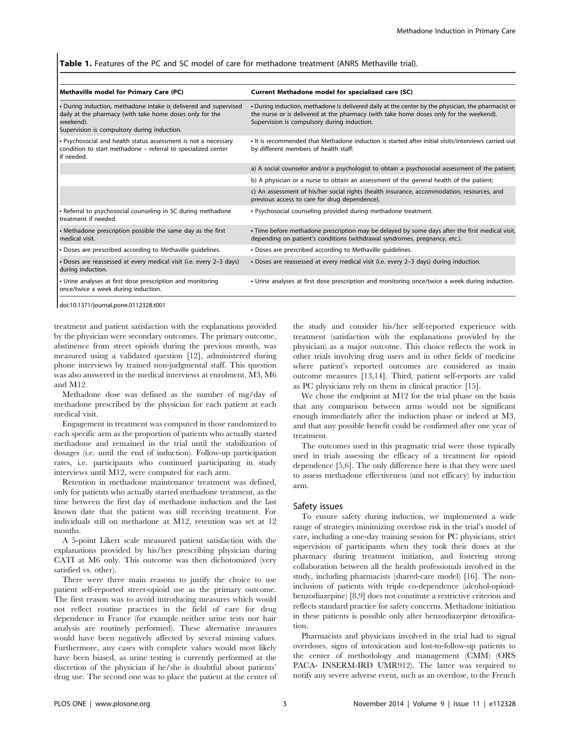**Table 1.** Features of the PC and SC model of care for methadone treatment (ANRS Methaville trial).

| Methaville model for Primary Care (PC) | Current Methadone model for specialized care (SC) |
|---|---|
| • During induction, methadone intake is delivered and supervised daily at the pharmacy (with take home doses only for the weekend). Supervision is compulsory during induction. | • During induction, methadone is delivered daily at the center by the physician, the pharmacist or the nurse or is delivered at the pharmacy (with take home doses only for the weekend). Supervision is compulsory during induction. |
| • Psychosocial and health status assessment is not a necessary condition to start methadone – referral to specialized center if needed. | • It is recommended that Methadone induction is started after initial visits/interviews carried out by different members of health staff: |
| | a) A social counselor and/or a psychologist to obtain a psychosocial assessment of the patient; |
| | b) A physician or a nurse to obtain an assessment of the general health of the patient; |
| | c) An assessment of his/her social rights (health insurance, accommodation, resources, and previous access to care for drug dependence). |
| • Referral to psychosocial counseling in SC during methadone treatment if needed. | • Psychosocial counseling provided during methadone treatment. |
| • Methadone prescription possible the same day as the first medical visit. | • Time before methadone prescription may be delayed by some days after the first medical visit, depending on patient's conditions (withdrawal syndromes, pregnancy, etc.). |
| • Doses are prescribed according to Methaville guidelines. | • Doses are prescribed according to Methaville guidelines. |
| • Doses are reassessed at every medical visit (i.e. every 2–3 days) during induction. | • Doses are reassessed at every medical visit (i.e. every 2–3 days) during induction. |
| • Urine analyses at first dose prescription and monitoring once/twice a week during induction. | • Urine analyses at first dose prescription and monitoring once/twice a week during induction. |

doi:10.1371/journal.pone.0112328.t001

treatment and patient satisfaction with the explanations provided by the physician were secondary outcomes. The primary outcome, abstinence from street opioids during the previous month, was measured using a validated question [12], administered during phone interviews by trained non-judgmental staff. This question was also answered in the medical interviews at enrolment, M3, M6 and M12.

Methadone dose was defined as the number of mg/day of methadone prescribed by the physician for each patient at each medical visit.

Engagement in treatment was computed in those randomized to each specific arm as the proportion of patients who actually started methadone and remained in the trial until the stabilization of dosages (i.e. until the end of induction). Follow-up participation rates, i.e. participants who continued participating in study interviews until M12, were computed for each arm.

Retention in methadone maintenance treatment was defined, only for patients who actually started methadone treatment, as the time between the first day of methadone induction and the last known date that the patient was still receiving treatment. For individuals still on methadone at M12, retention was set at 12 months.

A 5-point Likert scale measured patient satisfaction with the explanations provided by his/her prescribing physician during CATI at M6 only. This outcome was then dichotomized (very satisfied vs. other).

There were three main reasons to justify the choice to use patient self-reported street-opioid use as the primary outcome. The first reason was to avoid introducing measures which would not reflect routine practices in the field of care for drug dependence in France (for example neither urine tests nor hair analysis are routinely performed). These alternative measures would have been negatively affected by several missing values. Furthermore, any cases with complete values would most likely have been biased, as urine testing is currently performed at the discretion of the physician if he/she is doubtful about patients' drug use. The second one was to place the patient at the center of the study and consider his/her self-reported experience with treatment (satisfaction with the explanations provided by the physician) as a major outcome. This choice reflects the work in other trials involving drug users and in other fields of medicine where patient's reported outcomes are considered as main outcome measures [13,14]. Third, patient self-reports are valid as PC physicians rely on them in clinical practice [15].

We chose the endpoint at M12 for the trial phase on the basis that any comparison between arms would not be significant enough immediately after the induction phase or indeed at M3, and that any possible benefit could be confirmed after one year of treatment.

The outcomes used in this pragmatic trial were those typically used in trials assessing the efficacy of a treatment for opioid dependence [5,6]. The only difference here is that they were used to assess methadone effectiveness (and not efficacy) by induction arm.

## Safety issues

To ensure safety during induction, we implemented a wide range of strategies minimizing overdose risk in the trial's model of care, including a one-day training session for PC physicians, strict supervision of participants when they took their doses at the pharmacy during treatment initiation, and fostering strong collaboration between all the health professionals involved in the study, including pharmacists (shared-care model) [16]. The non-inclusion of patients with triple co-dependence (alcohol-opioid-benzodiazepine) [8,9] does not constitute a restrictive criterion and reflects standard practice for safety concerns. Methadone initiation in these patients is possible only after benzodiazepine detoxification.

Pharmacists and physicians involved in the trial had to signal overdoses, signs of intoxication and lost-to-follow-up patients to the center of methodology and management (CMM) (ORS PACA- INSERM-IRD UMR912). The latter was required to notify any severe adverse event, such as an overdose, to the French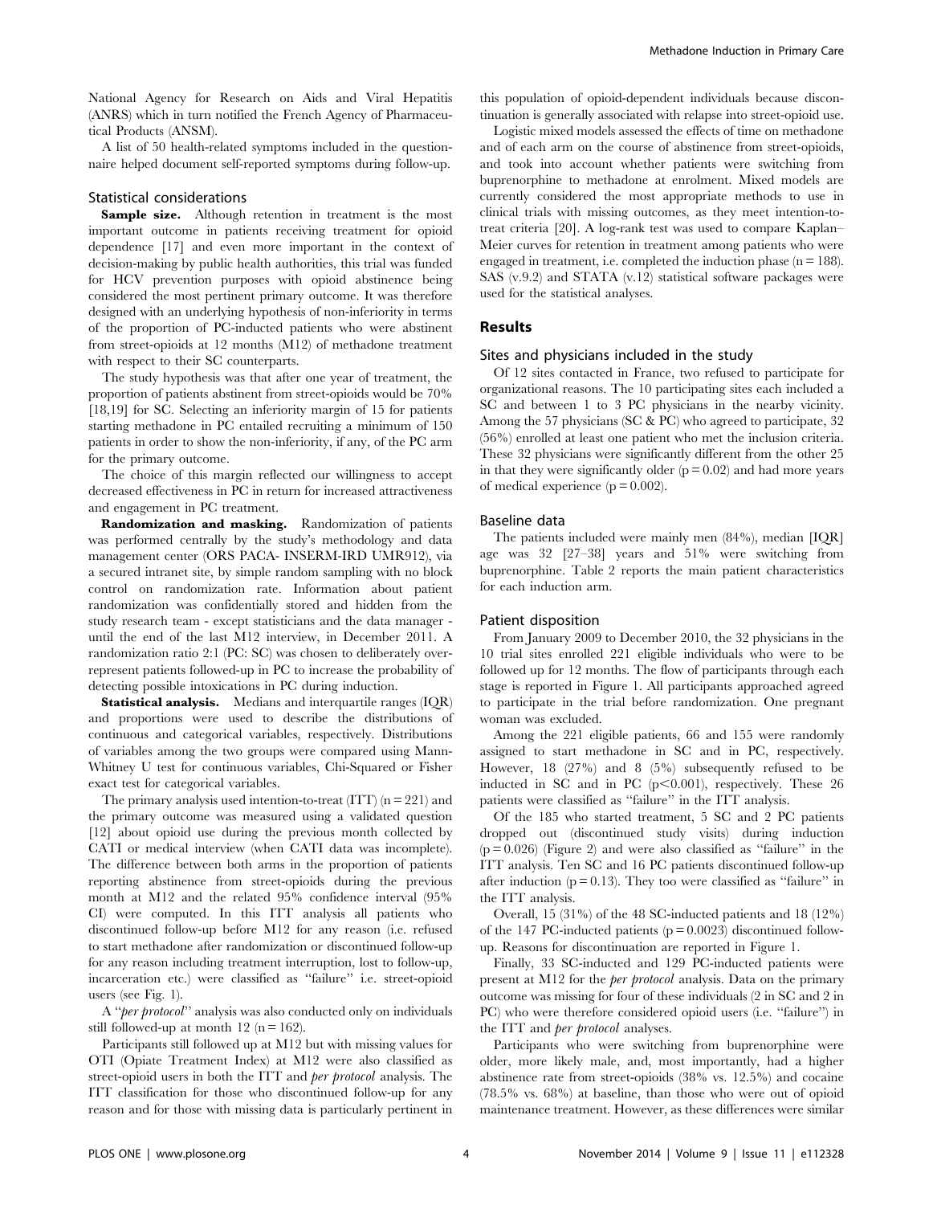National Agency for Research on Aids and Viral Hepatitis (ANRS) which in turn notified the French Agency of Pharmaceutical Products (ANSM).

A list of 50 health-related symptoms included in the questionnaire helped document self-reported symptoms during follow-up.

### Statistical considerations

**Sample size.** Although retention in treatment is the most important outcome in patients receiving treatment for opioid dependence [17] and even more important in the context of decision-making by public health authorities, this trial was funded for HCV prevention purposes with opioid abstinence being considered the most pertinent primary outcome. It was therefore designed with an underlying hypothesis of non-inferiority in terms of the proportion of PC-inducted patients who were abstinent from street-opioids at 12 months (M12) of methadone treatment with respect to their SC counterparts.

The study hypothesis was that after one year of treatment, the proportion of patients abstinent from street-opioids would be 70% [18,19] for SC. Selecting an inferiority margin of 15 for patients starting methadone in PC entailed recruiting a minimum of 150 patients in order to show the non-inferiority, if any, of the PC arm for the primary outcome.

The choice of this margin reflected our willingness to accept decreased effectiveness in PC in return for increased attractiveness and engagement in PC treatment.

**Randomization and masking.** Randomization of patients was performed centrally by the study's methodology and data management center (ORS PACA- INSERM-IRD UMR912), via a secured intranet site, by simple random sampling with no block control on randomization rate. Information about patient randomization was confidentially stored and hidden from the study research team - except statisticians and the data manager - until the end of the last M12 interview, in December 2011. A randomization ratio 2:1 (PC: SC) was chosen to deliberately over-represent patients followed-up in PC to increase the probability of detecting possible intoxications in PC during induction.

**Statistical analysis.** Medians and interquartile ranges (IQR) and proportions were used to describe the distributions of continuous and categorical variables, respectively. Distributions of variables among the two groups were compared using Mann-Whitney U test for continuous variables, Chi-Squared or Fisher exact test for categorical variables.

The primary analysis used intention-to-treat (ITT) (n = 221) and the primary outcome was measured using a validated question [12] about opioid use during the previous month collected by CATI or medical interview (when CATI data was incomplete). The difference between both arms in the proportion of patients reporting abstinence from street-opioids during the previous month at M12 and the related 95% confidence interval (95% CI) were computed. In this ITT analysis all patients who discontinued follow-up before M12 for any reason (i.e. refused to start methadone after randomization or discontinued follow-up for any reason including treatment interruption, lost to follow-up, incarceration etc.) were classified as "failure" i.e. street-opioid users (see Fig. 1).

A "*per protocol*" analysis was also conducted only on individuals still followed-up at month 12 (n = 162).

Participants still followed up at M12 but with missing values for OTI (Opiate Treatment Index) at M12 were also classified as street-opioid users in both the ITT and *per protocol* analysis. The ITT classification for those who discontinued follow-up for any reason and for those with missing data is particularly pertinent in this population of opioid-dependent individuals because discontinuation is generally associated with relapse into street-opioid use.

Logistic mixed models assessed the effects of time on methadone and of each arm on the course of abstinence from street-opioids, and took into account whether patients were switching from buprenorphine to methadone at enrolment. Mixed models are currently considered the most appropriate methods to use in clinical trials with missing outcomes, as they meet intention-to-treat criteria [20]. A log-rank test was used to compare Kaplan–Meier curves for retention in treatment among patients who were engaged in treatment, i.e. completed the induction phase (n = 188). SAS (v.9.2) and STATA (v.12) statistical software packages were used for the statistical analyses.

## Results

### Sites and physicians included in the study

Of 12 sites contacted in France, two refused to participate for organizational reasons. The 10 participating sites each included a SC and between 1 to 3 PC physicians in the nearby vicinity. Among the 57 physicians (SC & PC) who agreed to participate, 32 (56%) enrolled at least one patient who met the inclusion criteria. These 32 physicians were significantly different from the other 25 in that they were significantly older ($p = 0.02$) and had more years of medical experience ($p = 0.002$).

### Baseline data

The patients included were mainly men (84%), median [IQR] age was 32 [27–38] years and 51% were switching from buprenorphine. Table 2 reports the main patient characteristics for each induction arm.

### Patient disposition

From January 2009 to December 2010, the 32 physicians in the 10 trial sites enrolled 221 eligible individuals who were to be followed up for 12 months. The flow of participants through each stage is reported in Figure 1. All participants approached agreed to participate in the trial before randomization. One pregnant woman was excluded.

Among the 221 eligible patients, 66 and 155 were randomly assigned to start methadone in SC and in PC, respectively. However, 18 (27%) and 8 (5%) subsequently refused to be inducted in SC and in PC ($p < 0.001$), respectively. These 26 patients were classified as "failure" in the ITT analysis.

Of the 185 who started treatment, 5 SC and 2 PC patients dropped out (discontinued study visits) during induction ($p = 0.026$) (Figure 2) and were also classified as "failure" in the ITT analysis. Ten SC and 16 PC patients discontinued follow-up after induction ($p = 0.13$). They too were classified as "failure" in the ITT analysis.

Overall, 15 (31%) of the 48 SC-inducted patients and 18 (12%) of the 147 PC-inducted patients ($p = 0.0023$) discontinued follow-up. Reasons for discontinuation are reported in Figure 1.

Finally, 33 SC-inducted and 129 PC-inducted patients were present at M12 for the *per protocol* analysis. Data on the primary outcome was missing for four of these individuals (2 in SC and 2 in PC) who were therefore considered opioid users (i.e. "failure") in the ITT and *per protocol* analyses.

Participants who were switching from buprenorphine were older, more likely male, and, most importantly, had a higher abstinence rate from street-opioids (38% vs. 12.5%) and cocaine (78.5% vs. 68%) at baseline, than those who were out of opioid maintenance treatment. However, as these differences were similar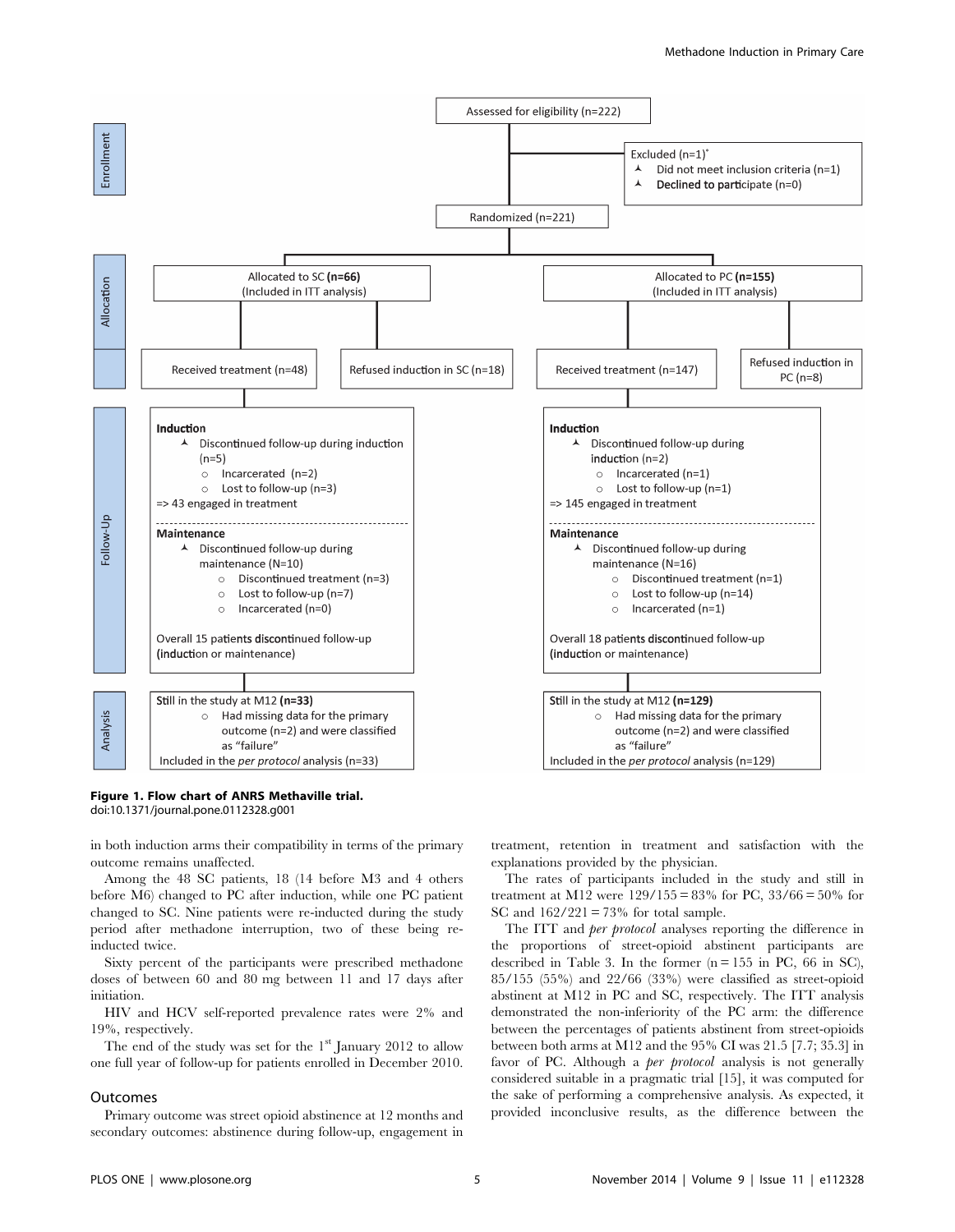Enrollment

Assessed for eligibility (n=222)

Excluded (n=1)*
- Did not meet inclusion criteria (n=1)
- Declined to participate (n=0)

Randomized (n=221)

Allocation

Allocated to SC **(n=66)**
(Included in ITT analysis)

Allocated to PC **(n=155)**
(Included in ITT analysis)

Received treatment (n=48)

Refused induction in SC (n=18)

Received treatment (n=147)

Refused induction in PC (n=8)

Follow-Up

**Induction**
- Discontinued follow-up during induction (n=5)
  - Incarcerated (n=2)
  - Lost to follow-up (n=3)

=> 43 engaged in treatment

**Maintenance**
- Discontinued follow-up during maintenance (N=10)
  - Discontinued treatment (n=3)
  - Lost to follow-up (n=7)
  - Incarcerated (n=0)

Overall 15 patients discontinued follow-up (induction or maintenance)

**Induction**
- Discontinued follow-up during induction (n=2)
  - Incarcerated (n=1)
  - Lost to follow-up (n=1)

=> 145 engaged in treatment

**Maintenance**
- Discontinued follow-up during maintenance (N=16)
  - Discontinued treatment (n=1)
  - Lost to follow-up (n=14)
  - Incarcerated (n=1)

Overall 18 patients discontinued follow-up (induction or maintenance)

Analysis

Still in the study at M12 **(n=33)**
- Had missing data for the primary outcome (n=2) and were classified as "failure"

Included in the *per protocol* analysis (n=33)

Still in the study at M12 **(n=129)**
- Had missing data for the primary outcome (n=2) and were classified as "failure"

Included in the *per protocol* analysis (n=129)

**Figure 1. Flow chart of ANRS Methaville trial.**
doi:10.1371/journal.pone.0112328.g001

in both induction arms their compatibility in terms of the primary outcome remains unaffected.

Among the 48 SC patients, 18 (14 before M3 and 4 others before M6) changed to PC after induction, while one PC patient changed to SC. Nine patients were re-inducted during the study period after methadone interruption, two of these being re-inducted twice.

Sixty percent of the participants were prescribed methadone doses of between 60 and 80 mg between 11 and 17 days after initiation.

HIV and HCV self-reported prevalence rates were 2% and 19%, respectively.

The end of the study was set for the 1st January 2012 to allow one full year of follow-up for patients enrolled in December 2010.

## Outcomes

Primary outcome was street opioid abstinence at 12 months and secondary outcomes: abstinence during follow-up, engagement in treatment, retention in treatment and satisfaction with the explanations provided by the physician.

The rates of participants included in the study and still in treatment at M12 were 129/155 = 83% for PC, 33/66 = 50% for SC and 162/221 = 73% for total sample.

The ITT and *per protocol* analyses reporting the difference in the proportions of street-opioid abstinent participants are described in Table 3. In the former (n = 155 in PC, 66 in SC), 85/155 (55%) and 22/66 (33%) were classified as street-opioid abstinent at M12 in PC and SC, respectively. The ITT analysis demonstrated the non-inferiority of the PC arm: the difference between the percentages of patients abstinent from street-opioids between both arms at M12 and the 95% CI was 21.5 [7.7; 35.3] in favor of PC. Although a *per protocol* analysis is not generally considered suitable in a pragmatic trial [15], it was computed for the sake of performing a comprehensive analysis. As expected, it provided inconclusive results, as the difference between the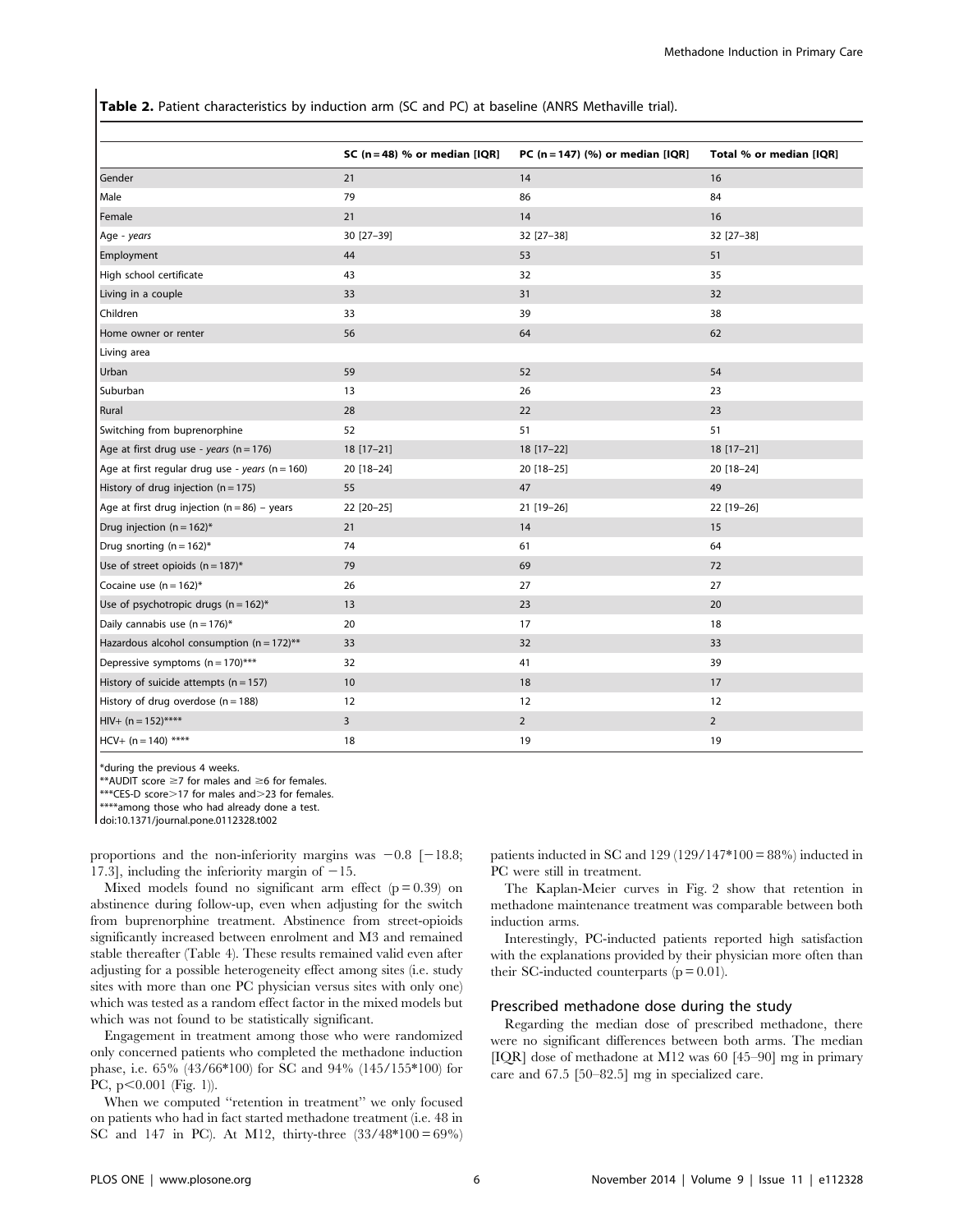**Table 2.** Patient characteristics by induction arm (SC and PC) at baseline (ANRS Methaville trial).

| | SC (n = 48) % or median [IQR] | PC (n = 147) (%) or median [IQR] | Total % or median [IQR] |
|---|---|---|---|
| Gender | 21 | 14 | 16 |
| Male | 79 | 86 | 84 |
| Female | 21 | 14 | 16 |
| Age - *years* | 30 [27–39] | 32 [27–38] | 32 [27–38] |
| Employment | 44 | 53 | 51 |
| High school certificate | 43 | 32 | 35 |
| Living in a couple | 33 | 31 | 32 |
| Children | 33 | 39 | 38 |
| Home owner or renter | 56 | 64 | 62 |
| Living area | | | |
| Urban | 59 | 52 | 54 |
| Suburban | 13 | 26 | 23 |
| Rural | 28 | 22 | 23 |
| Switching from buprenorphine | 52 | 51 | 51 |
| Age at first drug use - *years* (n = 176) | 18 [17–21] | 18 [17–22] | 18 [17–21] |
| Age at first regular drug use - *years* (n = 160) | 20 [18–24] | 20 [18–25] | 20 [18–24] |
| History of drug injection (n = 175) | 55 | 47 | 49 |
| Age at first drug injection (n = 86) – years | 22 [20–25] | 21 [19–26] | 22 [19–26] |
| Drug injection (n = 162)* | 21 | 14 | 15 |
| Drug snorting (n = 162)* | 74 | 61 | 64 |
| Use of street opioids (n = 187)* | 79 | 69 | 72 |
| Cocaine use (n = 162)* | 26 | 27 | 27 |
| Use of psychotropic drugs (n = 162)* | 13 | 23 | 20 |
| Daily cannabis use (n = 176)* | 20 | 17 | 18 |
| Hazardous alcohol consumption (n = 172)** | 33 | 32 | 33 |
| Depressive symptoms (n = 170)*** | 32 | 41 | 39 |
| History of suicide attempts (n = 157) | 10 | 18 | 17 |
| History of drug overdose (n = 188) | 12 | 12 | 12 |
| HIV+ (n = 152)**** | 3 | 2 | 2 |
| HCV+ (n = 140) **** | 18 | 19 | 19 |

*during the previous 4 weeks.
**AUDIT score ≥7 for males and ≥6 for females.
***CES-D score>17 for males and>23 for females.
****among those who had already done a test.
doi:10.1371/journal.pone.0112328.t002

proportions and the non-inferiority margins was −0.8 [−18.8; 17.3], including the inferiority margin of −15.

Mixed models found no significant arm effect ($p = 0.39$) on abstinence during follow-up, even when adjusting for the switch from buprenorphine treatment. Abstinence from street-opioids significantly increased between enrolment and M3 and remained stable thereafter (Table 4). These results remained valid even after adjusting for a possible heterogeneity effect among sites (i.e. study sites with more than one PC physician versus sites with only one) which was tested as a random effect factor in the mixed models but which was not found to be statistically significant.

Engagement in treatment among those who were randomized only concerned patients who completed the methadone induction phase, i.e. 65% (43/66*100) for SC and 94% (145/155*100) for PC, $p < 0.001$ (Fig. 1)).

When we computed "retention in treatment" we only focused on patients who had in fact started methadone treatment (i.e. 48 in SC and 147 in PC). At M12, thirty-three (33/48*100 = 69%) patients inducted in SC and 129 (129/147*100 = 88%) inducted in PC were still in treatment.

The Kaplan-Meier curves in Fig. 2 show that retention in methadone maintenance treatment was comparable between both induction arms.

Interestingly, PC-inducted patients reported high satisfaction with the explanations provided by their physician more often than their SC-inducted counterparts ($p = 0.01$).

### Prescribed methadone dose during the study

Regarding the median dose of prescribed methadone, there were no significant differences between both arms. The median [IQR] dose of methadone at M12 was 60 [45–90] mg in primary care and 67.5 [50–82.5] mg in specialized care.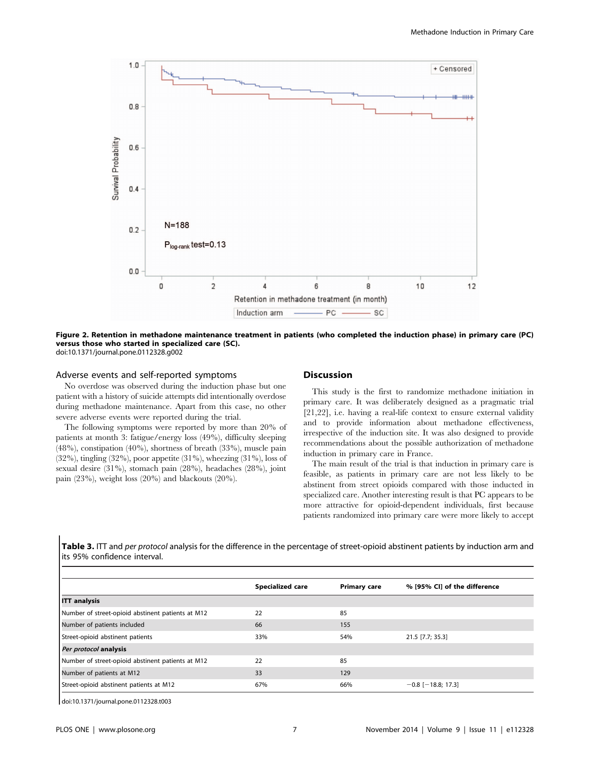+ Censored

1.0
0.8
0.6
0.4
0.2
0.0

Survival Probability

N=188

$P_{log\text{-}rank}$ test=0.13

0 2 4 6 8 10 12

Retention in methadone treatment (in month)

Induction arm — PC — SC

**Figure 2. Retention in methadone maintenance treatment in patients (who completed the induction phase) in primary care (PC) versus those who started in specialized care (SC).**
doi:10.1371/journal.pone.0112328.g002

### Adverse events and self-reported symptoms

No overdose was observed during the induction phase but one patient with a history of suicide attempts did intentionally overdose during methadone maintenance. Apart from this case, no other severe adverse events were reported during the trial.

The following symptoms were reported by more than 20% of patients at month 3: fatigue/energy loss (49%), difficulty sleeping (48%), constipation (40%), shortness of breath (33%), muscle pain (32%), tingling (32%), poor appetite (31%), wheezing (31%), loss of sexual desire (31%), stomach pain (28%), headaches (28%), joint pain (23%), weight loss (20%) and blackouts (20%).

## Discussion

This study is the first to randomize methadone initiation in primary care. It was deliberately designed as a pragmatic trial [21,22], i.e. having a real-life context to ensure external validity and to provide information about methadone effectiveness, irrespective of the induction site. It was also designed to provide recommendations about the possible authorization of methadone induction in primary care in France.

The main result of the trial is that induction in primary care is feasible, as patients in primary care are not less likely to be abstinent from street opioids compared with those inducted in specialized care. Another interesting result is that PC appears to be more attractive for opioid-dependent individuals, first because patients randomized into primary care were more likely to accept

**Table 3.** ITT and *per protocol* analysis for the difference in the percentage of street-opioid abstinent patients by induction arm and its 95% confidence interval.

| | Specialized care | Primary care | % [95% CI] of the difference |
|---|---|---|---|
| **ITT analysis** | | | |
| Number of street-opioid abstinent patients at M12 | 22 | 85 | |
| Number of patients included | 66 | 155 | |
| Street-opioid abstinent patients | 33% | 54% | 21.5 [7.7; 35.3] |
| ***Per protocol* analysis** | | | |
| Number of street-opioid abstinent patients at M12 | 22 | 85 | |
| Number of patients at M12 | 33 | 129 | |
| Street-opioid abstinent patients at M12 | 67% | 66% | −0.8 [−18.8; 17.3] |

doi:10.1371/journal.pone.0112328.t003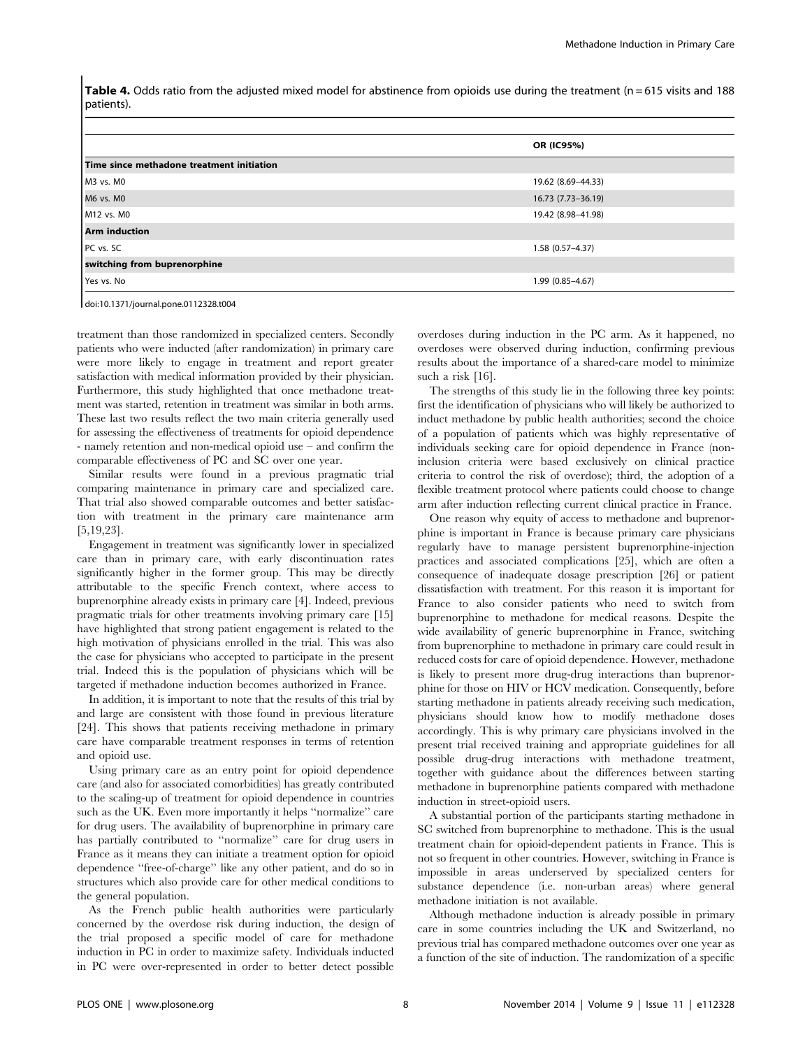**Table 4.** Odds ratio from the adjusted mixed model for abstinence from opioids use during the treatment (n = 615 visits and 188 patients).

| | OR (IC95%) |
|---|---|
| **Time since methadone treatment initiation** | |
| M3 vs. M0 | 19.62 (8.69–44.33) |
| M6 vs. M0 | 16.73 (7.73–36.19) |
| M12 vs. M0 | 19.42 (8.98–41.98) |
| **Arm induction** | |
| PC vs. SC | 1.58 (0.57–4.37) |
| **switching from buprenorphine** | |
| Yes vs. No | 1.99 (0.85–4.67) |

doi:10.1371/journal.pone.0112328.t004

treatment than those randomized in specialized centers. Secondly patients who were inducted (after randomization) in primary care were more likely to engage in treatment and report greater satisfaction with medical information provided by their physician. Furthermore, this study highlighted that once methadone treatment was started, retention in treatment was similar in both arms. These last two results reflect the two main criteria generally used for assessing the effectiveness of treatments for opioid dependence - namely retention and non-medical opioid use – and confirm the comparable effectiveness of PC and SC over one year.

Similar results were found in a previous pragmatic trial comparing maintenance in primary care and specialized care. That trial also showed comparable outcomes and better satisfaction with treatment in the primary care maintenance arm [5,19,23].

Engagement in treatment was significantly lower in specialized care than in primary care, with early discontinuation rates significantly higher in the former group. This may be directly attributable to the specific French context, where access to buprenorphine already exists in primary care [4]. Indeed, previous pragmatic trials for other treatments involving primary care [15] have highlighted that strong patient engagement is related to the high motivation of physicians enrolled in the trial. This was also the case for physicians who accepted to participate in the present trial. Indeed this is the population of physicians which will be targeted if methadone induction becomes authorized in France.

In addition, it is important to note that the results of this trial by and large are consistent with those found in previous literature [24]. This shows that patients receiving methadone in primary care have comparable treatment responses in terms of retention and opioid use.

Using primary care as an entry point for opioid dependence care (and also for associated comorbidities) has greatly contributed to the scaling-up of treatment for opioid dependence in countries such as the UK. Even more importantly it helps "normalize" care for drug users. The availability of buprenorphine in primary care has partially contributed to "normalize" care for drug users in France as it means they can initiate a treatment option for opioid dependence "free-of-charge" like any other patient, and do so in structures which also provide care for other medical conditions to the general population.

As the French public health authorities were particularly concerned by the overdose risk during induction, the design of the trial proposed a specific model of care for methadone induction in PC in order to maximize safety. Individuals inducted in PC were over-represented in order to better detect possible overdoses during induction in the PC arm. As it happened, no overdoses were observed during induction, confirming previous results about the importance of a shared-care model to minimize such a risk [16].

The strengths of this study lie in the following three key points: first the identification of physicians who will likely be authorized to induct methadone by public health authorities; second the choice of a population of patients which was highly representative of individuals seeking care for opioid dependence in France (non-inclusion criteria were based exclusively on clinical practice criteria to control the risk of overdose); third, the adoption of a flexible treatment protocol where patients could choose to change arm after induction reflecting current clinical practice in France.

One reason why equity of access to methadone and buprenorphine is important in France is because primary care physicians regularly have to manage persistent buprenorphine-injection practices and associated complications [25], which are often a consequence of inadequate dosage prescription [26] or patient dissatisfaction with treatment. For this reason it is important for France to also consider patients who need to switch from buprenorphine to methadone for medical reasons. Despite the wide availability of generic buprenorphine in France, switching from buprenorphine to methadone in primary care could result in reduced costs for care of opioid dependence. However, methadone is likely to present more drug-drug interactions than buprenorphine for those on HIV or HCV medication. Consequently, before starting methadone in patients already receiving such medication, physicians should know how to modify methadone doses accordingly. This is why primary care physicians involved in the present trial received training and appropriate guidelines for all possible drug-drug interactions with methadone treatment, together with guidance about the differences between starting methadone in buprenorphine patients compared with methadone induction in street-opioid users.

A substantial portion of the participants starting methadone in SC switched from buprenorphine to methadone. This is the usual treatment chain for opioid-dependent patients in France. This is not so frequent in other countries. However, switching in France is impossible in areas underserved by specialized centers for substance dependence (i.e. non-urban areas) where general methadone initiation is not available.

Although methadone induction is already possible in primary care in some countries including the UK and Switzerland, no previous trial has compared methadone outcomes over one year as a function of the site of induction. The randomization of a specific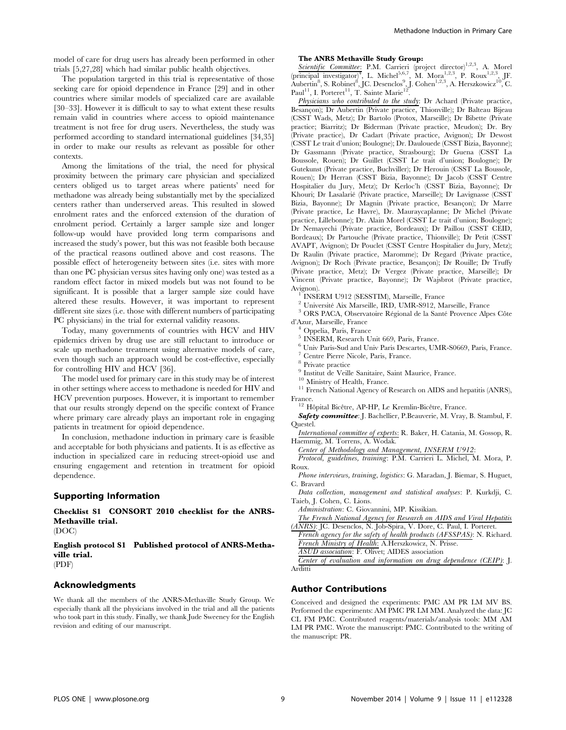model of care for drug users has already been performed in other trials [5,27,28] which had similar public health objectives.

The population targeted in this trial is representative of those seeking care for opioid dependence in France [29] and in other countries where similar models of specialized care are available [30–33]. However it is difficult to say to what extent these results remain valid in countries where access to opioid maintenance treatment is not free for drug users. Nevertheless, the study was performed according to standard international guidelines [34,35] in order to make our results as relevant as possible for other contexts.

Among the limitations of the trial, the need for physical proximity between the primary care physician and specialized centers obliged us to target areas where patients' need for methadone was already being substantially met by the specialized centers rather than underserved areas. This resulted in slowed enrolment rates and the enforced extension of the duration of enrolment period. Certainly a larger sample size and longer follow-up would have provided long term comparisons and increased the study's power, but this was not feasible both because of the practical reasons outlined above and cost reasons. The possible effect of heterogeneity between sites (i.e. sites with more than one PC physician versus sites having only one) was tested as a random effect factor in mixed models but was not found to be significant. It is possible that a larger sample size could have altered these results. However, it was important to represent different site sizes (i.e. those with different numbers of participating PC physicians) in the trial for external validity reasons.

Today, many governments of countries with HCV and HIV epidemics driven by drug use are still reluctant to introduce or scale up methadone treatment using alternative models of care, even though such an approach would be cost-effective, especially for controlling HIV and HCV [36].

The model used for primary care in this study may be of interest in other settings where access to methadone is needed for HIV and HCV prevention purposes. However, it is important to remember that our results strongly depend on the specific context of France where primary care already plays an important role in engaging patients in treatment for opioid dependence.

In conclusion, methadone induction in primary care is feasible and acceptable for both physicians and patients. It is as effective as induction in specialized care in reducing street-opioid use and ensuring engagement and retention in treatment for opioid dependence.

## Supporting Information

**Checklist S1 CONSORT 2010 checklist for the ANRS-Methaville trial.**
(DOC)

**English protocol S1 Published protocol of ANRS-Methaville trial.**
(PDF)

## Acknowledgments

We thank all the members of the ANRS-Methaville Study Group. We especially thank all the physicians involved in the trial and all the patients who took part in this study. Finally, we thank Jude Sweeney for the English revision and editing of our manuscript.

**The ANRS Methaville Study Group:**

Scientific Committee: P.M. Carrieri (project director)[1,2,3], A. Morel (principal investigator)[4], L. Michel[5,6,7], M. Mora[1,2,3], P. Roux[1,2,3], JF. Aubertin[8], S. Robinet[8], JC. Desenclos[9], J. Cohen[1,2,3], A. Herszkowicz[10], C. Paul[11], I. Porteret[11], T. Sainte Marie[12].

Physicians who contributed to the study: Dr Achard (Private practice, Besançon); Dr Aubertin (Private practice, Thionville); Dr Balteau Bijeau (CSST Wads, Metz); Dr Bartolo (Protox, Marseille); Dr Bibette (Private practice; Biarritz); Dr Biderman (Private practice, Meudon); Dr. Bry (Private practice), Dr Cadart (Private practice, Avignon); Dr Dewost (CSST Le trait d'union; Boulogne); Dr. Daulouede (CSST Bizia, Bayonne); Dr Gassmann (Private practice, Strasbourg); Dr Guena (CSST La Boussole, Rouen); Dr Guillet (CSST Le trait d'union; Boulogne); Dr Gutekunst (Private practice, Buchviller); Dr Herouin (CSST La Boussole, Rouen); Dr Herran (CSST Bizia, Bayonne); Dr Jacob (CSST Centre Hospitalier du Jury, Metz); Dr Kerloc'h (CSST Bizia, Bayonne); Dr Khouri; Dr Lasalarié (Private practice, Marseille); Dr Lavignasse (CSST Bizia, Bayonne); Dr Magnin (Private practice, Besançon); Dr Marre (Private practice, Le Havre), Dr. Mauraycaplanne; Dr Michel (Private practice, Lillebonne); Dr. Alain Morel (CSST Le trait d'union; Boulogne); Dr Nemayechi (Private practice, Bordeaux); Dr Paillou (CSST CEID, Bordeaux); Dr Partouche (Private practice, Thionville); Dr Petit (CSST AVAPT, Avignon); Dr Pouclet (CSST Centre Hospitalier du Jury, Metz); Dr Raulin (Private practice, Maromme); Dr Regard (Private practice, Avignon); Dr Roch (Private practice, Besançon); Dr Rouille; Dr Truffy (Private practice, Metz); Dr Vergez (Private practice, Marseille); Dr Vincent (Private practice, Bayonne); Dr Wajsbrot (Private practice, Avignon).

[1] INSERM U912 (SESSTIM), Marseille, France
[2] Université Aix Marseille, IRD, UMR-S912, Marseille, France
[3] ORS PACA, Observatoire Régional de la Santé Provence Alpes Côte d'Azur, Marseille, France
[4] Oppelia, Paris, France
[5] INSERM, Research Unit 669, Paris, France.
[6] Univ Paris-Sud and Univ Paris Descartes, UMR-S0669, Paris, France.
[7] Centre Pierre Nicole, Paris, France.
[8] Private practice
[9] Institut de Veille Sanitaire, Saint Maurice, France.
[10] Ministry of Health, France.
[11] French National Agency of Research on AIDS and hepatitis (ANRS), France.
[12] Hôpital Bicêtre, AP-HP, Le Kremlin-Bicêtre, France.

***Safety committee***: J. Bachellier, P.Beauverie, M. Vray, B. Stambul, F. Questel.

International committee of experts: R. Baker, H. Catania, M. Gossop, R. Haemmig, M. Torrens, A. Wodak.

Center of Methodology and Management, INSERM U912:

*Protocol, guidelines, training*: P.M. Carrieri L. Michel, M. Mora, P. Roux.

*Phone interviews, training, logistics*: G. Maradan, J. Biemar, S. Huguet, C. Bravard

*Data collection, management and statistical analyses*: P. Kurkdji, C. Taieb, J. Cohen, C. Lions.

*Administration*: C. Giovannini, MP. Kissikian.

The French National Agency for Research on AIDS and Viral Hepatitis (ANRS): JC. Desenclos, N. Job-Spira, V. Dore, C. Paul, I. Porteret.

French agency for the safety of health products (AFSSPAS): N. Richard.

French Ministry of Health: A.Herszkowicz, N. Prisse.

ASUD association: F. Olivet; AIDES association

Center of evaluation and information on drug dependence (CEIP): J. Arditti

## Author Contributions

Conceived and designed the experiments: PMC AM PR LM MV BS. Performed the experiments: AM PMC PR LM MM. Analyzed the data: JC CL FM PMC. Contributed reagents/materials/analysis tools: MM AM LM PR PMC. Wrote the manuscript: PMC. Contributed to the writing of the manuscript: PR.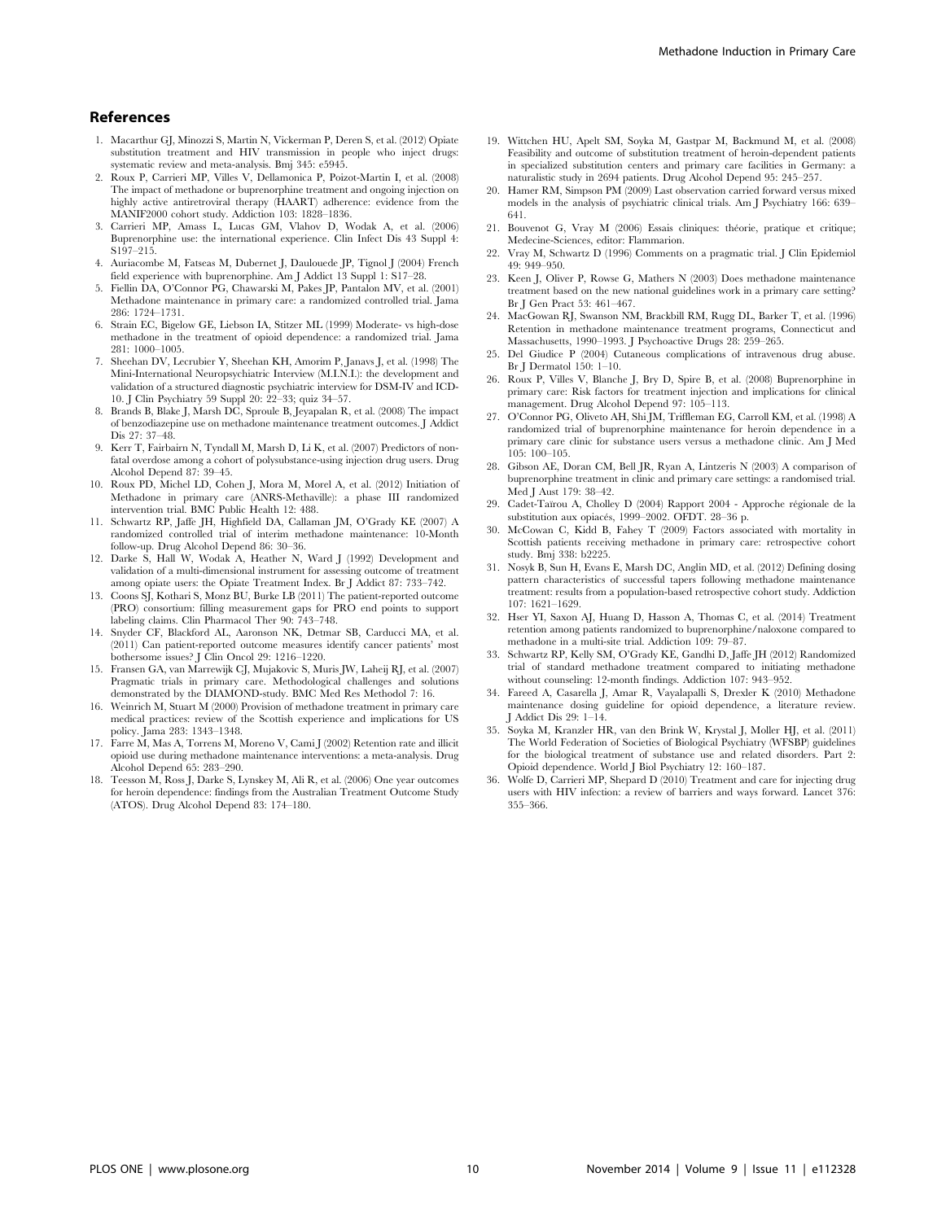## References

1. Macarthur GJ, Minozzi S, Martin N, Vickerman P, Deren S, et al. (2012) Opiate substitution treatment and HIV transmission in people who inject drugs: systematic review and meta-analysis. Bmj 345: e5945.
2. Roux P, Carrieri MP, Villes V, Dellamonica P, Poizot-Martin I, et al. (2008) The impact of methadone or buprenorphine treatment and ongoing injection on highly active antiretroviral therapy (HAART) adherence: evidence from the MANIF2000 cohort study. Addiction 103: 1828–1836.
3. Carrieri MP, Amass L, Lucas GM, Vlahov D, Wodak A, et al. (2006) Buprenorphine use: the international experience. Clin Infect Dis 43 Suppl 4: S197–215.
4. Auriacombe M, Fatseas M, Dubernet J, Daulouede JP, Tignol J (2004) French field experience with buprenorphine. Am J Addict 13 Suppl 1: S17–28.
5. Fiellin DA, O'Connor PG, Chawarski M, Pakes JP, Pantalon MV, et al. (2001) Methadone maintenance in primary care: a randomized controlled trial. Jama 286: 1724–1731.
6. Strain EC, Bigelow GE, Liebson IA, Stitzer ML (1999) Moderate- vs high-dose methadone in the treatment of opioid dependence: a randomized trial. Jama 281: 1000–1005.
7. Sheehan DV, Lecrubier Y, Sheehan KH, Amorim P, Janavs J, et al. (1998) The Mini-International Neuropsychiatric Interview (M.I.N.I.): the development and validation of a structured diagnostic psychiatric interview for DSM-IV and ICD-10. J Clin Psychiatry 59 Suppl 20: 22–33; quiz 34–57.
8. Brands B, Blake J, Marsh DC, Sproule B, Jeyapalan R, et al. (2008) The impact of benzodiazepine use on methadone maintenance treatment outcomes. J Addict Dis 27: 37–48.
9. Kerr T, Fairbairn N, Tyndall M, Marsh D, Li K, et al. (2007) Predictors of non-fatal overdose among a cohort of polysubstance-using injection drug users. Drug Alcohol Depend 87: 39–45.
10. Roux PD, Michel LD, Cohen J, Mora M, Morel A, et al. (2012) Initiation of Methadone in primary care (ANRS-Methaville): a phase III randomized intervention trial. BMC Public Health 12: 488.
11. Schwartz RP, Jaffe JH, Highfield DA, Callaman JM, O'Grady KE (2007) A randomized controlled trial of interim methadone maintenance: 10-Month follow-up. Drug Alcohol Depend 86: 30–36.
12. Darke S, Hall W, Wodak A, Heather N, Ward J (1992) Development and validation of a multi-dimensional instrument for assessing outcome of treatment among opiate users: the Opiate Treatment Index. Br J Addict 87: 733–742.
13. Coons SJ, Kothari S, Monz BU, Burke LB (2011) The patient-reported outcome (PRO) consortium: filling measurement gaps for PRO end points to support labeling claims. Clin Pharmacol Ther 90: 743–748.
14. Snyder CF, Blackford AL, Aaronson NK, Detmar SB, Carducci MA, et al. (2011) Can patient-reported outcome measures identify cancer patients' most bothersome issues? J Clin Oncol 29: 1216–1220.
15. Fransen GA, van Marrewijk CJ, Mujakovic S, Muris JW, Laheij RJ, et al. (2007) Pragmatic trials in primary care. Methodological challenges and solutions demonstrated by the DIAMOND-study. BMC Med Res Methodol 7: 16.
16. Weinrich M, Stuart M (2000) Provision of methadone treatment in primary care medical practices: review of the Scottish experience and implications for US policy. Jama 283: 1343–1348.
17. Farre M, Mas A, Torrens M, Moreno V, Cami J (2002) Retention rate and illicit opioid use during methadone maintenance interventions: a meta-analysis. Drug Alcohol Depend 65: 283–290.
18. Teesson M, Ross J, Darke S, Lynskey M, Ali R, et al. (2006) One year outcomes for heroin dependence: findings from the Australian Treatment Outcome Study (ATOS). Drug Alcohol Depend 83: 174–180.
19. Wittchen HU, Apelt SM, Soyka M, Gastpar M, Backmund M, et al. (2008) Feasibility and outcome of substitution treatment of heroin-dependent patients in specialized substitution centers and primary care facilities in Germany: a naturalistic study in 2694 patients. Drug Alcohol Depend 95: 245–257.
20. Hamer RM, Simpson PM (2009) Last observation carried forward versus mixed models in the analysis of psychiatric clinical trials. Am J Psychiatry 166: 639–641.
21. Bouvenot G, Vray M (2006) Essais cliniques: théorie, pratique et critique; Medecine-Sciences, editor: Flammarion.
22. Vray M, Schwartz D (1996) Comments on a pragmatic trial. J Clin Epidemiol 49: 949–950.
23. Keen J, Oliver P, Rowse G, Mathers N (2003) Does methadone maintenance treatment based on the new national guidelines work in a primary care setting? Br J Gen Pract 53: 461–467.
24. MacGowan RJ, Swanson NM, Brackbill RM, Rugg DL, Barker T, et al. (1996) Retention in methadone maintenance treatment programs, Connecticut and Massachusetts, 1990–1993. J Psychoactive Drugs 28: 259–265.
25. Del Giudice P (2004) Cutaneous complications of intravenous drug abuse. Br J Dermatol 150: 1–10.
26. Roux P, Villes V, Blanche J, Bry D, Spire B, et al. (2008) Buprenorphine in primary care: Risk factors for treatment injection and implications for clinical management. Drug Alcohol Depend 97: 105–113.
27. O'Connor PG, Oliveto AH, Shi JM, Triffleman EG, Carroll KM, et al. (1998) A randomized trial of buprenorphine maintenance for heroin dependence in a primary care clinic for substance users versus a methadone clinic. Am J Med 105: 100–105.
28. Gibson AE, Doran CM, Bell JR, Ryan A, Lintzeris N (2003) A comparison of buprenorphine treatment in clinic and primary care settings: a randomised trial. Med J Aust 179: 38–42.
29. Cadet-Taïrou A, Cholley D (2004) Rapport 2004 - Approche régionale de la substitution aux opiacés, 1999–2002. OFDT. 28–36 p.
30. McCowan C, Kidd B, Fahey T (2009) Factors associated with mortality in Scottish patients receiving methadone in primary care: retrospective cohort study. Bmj 338: b2225.
31. Nosyk B, Sun H, Evans E, Marsh DC, Anglin MD, et al. (2012) Defining dosing pattern characteristics of successful tapers following methadone maintenance treatment: results from a population-based retrospective cohort study. Addiction 107: 1621–1629.
32. Hser YI, Saxon AJ, Huang D, Hasson A, Thomas C, et al. (2014) Treatment retention among patients randomized to buprenorphine/naloxone compared to methadone in a multi-site trial. Addiction 109: 79–87.
33. Schwartz RP, Kelly SM, O'Grady KE, Gandhi D, Jaffe JH (2012) Randomized trial of standard methadone treatment compared to initiating methadone without counseling: 12-month findings. Addiction 107: 943–952.
34. Fareed A, Casarella J, Amar R, Vayalapalli S, Drexler K (2010) Methadone maintenance dosing guideline for opioid dependence, a literature review. J Addict Dis 29: 1–14.
35. Soyka M, Kranzler HR, van den Brink W, Krystal J, Moller HJ, et al. (2011) The World Federation of Societies of Biological Psychiatry (WFSBP) guidelines for the biological treatment of substance use and related disorders. Part 2: Opioid dependence. World J Biol Psychiatry 12: 160–187.
36. Wolfe D, Carrieri MP, Shepard D (2010) Treatment and care for injecting drug users with HIV infection: a review of barriers and ways forward. Lancet 376: 355–366.